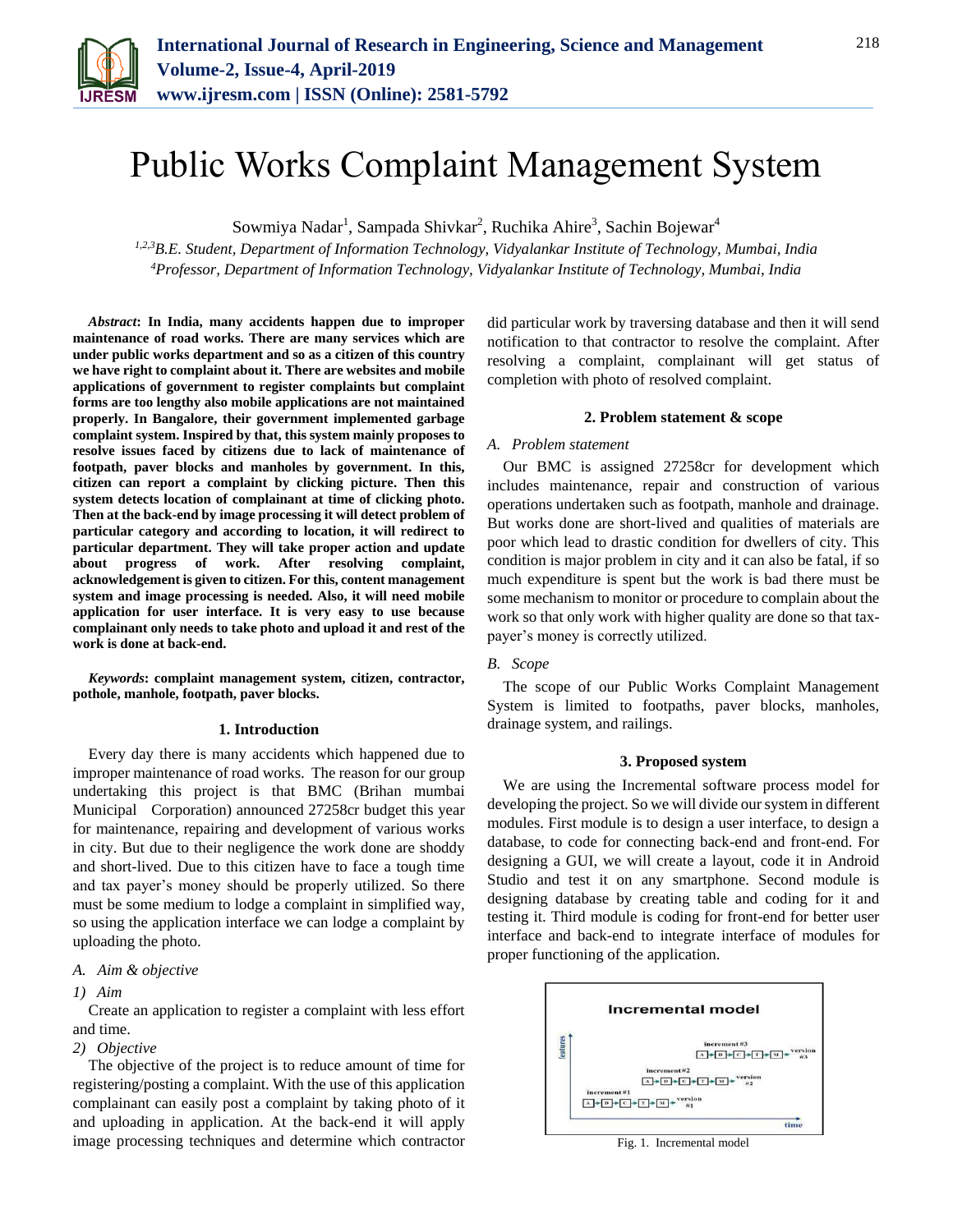# Public Works Complaint Management System

Sowmiya Nadar[1], Sampada Shivkar[2], Ruchika Ahire[3], Sachin Bojewar[4]

[1,2,3]*B.E. Student, Department of Information Technology, Vidyalankar Institute of Technology, Mumbai, India*
[4]*Professor, Department of Information Technology, Vidyalankar Institute of Technology, Mumbai, India*

***Abstract*: In India, many accidents happen due to improper maintenance of road works. There are many services which are under public works department and so as a citizen of this country we have right to complaint about it. There are websites and mobile applications of government to register complaints but complaint forms are too lengthy also mobile applications are not maintained properly. In Bangalore, their government implemented garbage complaint system. Inspired by that, this system mainly proposes to resolve issues faced by citizens due to lack of maintenance of footpath, paver blocks and manholes by government. In this, citizen can report a complaint by clicking picture. Then this system detects location of complainant at time of clicking photo. Then at the back-end by image processing it will detect problem of particular category and according to location, it will redirect to particular department. They will take proper action and update about progress of work. After resolving complaint, acknowledgement is given to citizen. For this, content management system and image processing is needed. Also, it will need mobile application for user interface. It is very easy to use because complainant only needs to take photo and upload it and rest of the work is done at back-end.**

***Keywords*: complaint management system, citizen, contractor, pothole, manhole, footpath, paver blocks.**

## 1. Introduction

Every day there is many accidents which happened due to improper maintenance of road works. The reason for our group undertaking this project is that BMC (Brihan mumbai Municipal Corporation) announced 27258cr budget this year for maintenance, repairing and development of various works in city. But due to their negligence the work done are shoddy and short-lived. Due to this citizen have to face a tough time and tax payer's money should be properly utilized. So there must be some medium to lodge a complaint in simplified way, so using the application interface we can lodge a complaint by uploading the photo.

### A. Aim & objective

#### 1) Aim

Create an application to register a complaint with less effort and time.

#### 2) Objective

The objective of the project is to reduce amount of time for registering/posting a complaint. With the use of this application complainant can easily post a complaint by taking photo of it and uploading in application. At the back-end it will apply image processing techniques and determine which contractor did particular work by traversing database and then it will send notification to that contractor to resolve the complaint. After resolving a complaint, complainant will get status of completion with photo of resolved complaint.

## 2. Problem statement & scope

### A. Problem statement

Our BMC is assigned 27258cr for development which includes maintenance, repair and construction of various operations undertaken such as footpath, manhole and drainage. But works done are short-lived and qualities of materials are poor which lead to drastic condition for dwellers of city. This condition is major problem in city and it can also be fatal, if so much expenditure is spent but the work is bad there must be some mechanism to monitor or procedure to complain about the work so that only work with higher quality are done so that tax-payer's money is correctly utilized.

### B. Scope

The scope of our Public Works Complaint Management System is limited to footpaths, paver blocks, manholes, drainage system, and railings.

## 3. Proposed system

We are using the Incremental software process model for developing the project. So we will divide our system in different modules. First module is to design a user interface, to design a database, to code for connecting back-end and front-end. For designing a GUI, we will create a layout, code it in Android Studio and test it on any smartphone. Second module is designing database by creating table and coding for it and testing it. Third module is coding for front-end for better user interface and back-end to integrate interface of modules for proper functioning of the application.

Fig. 1. Incremental model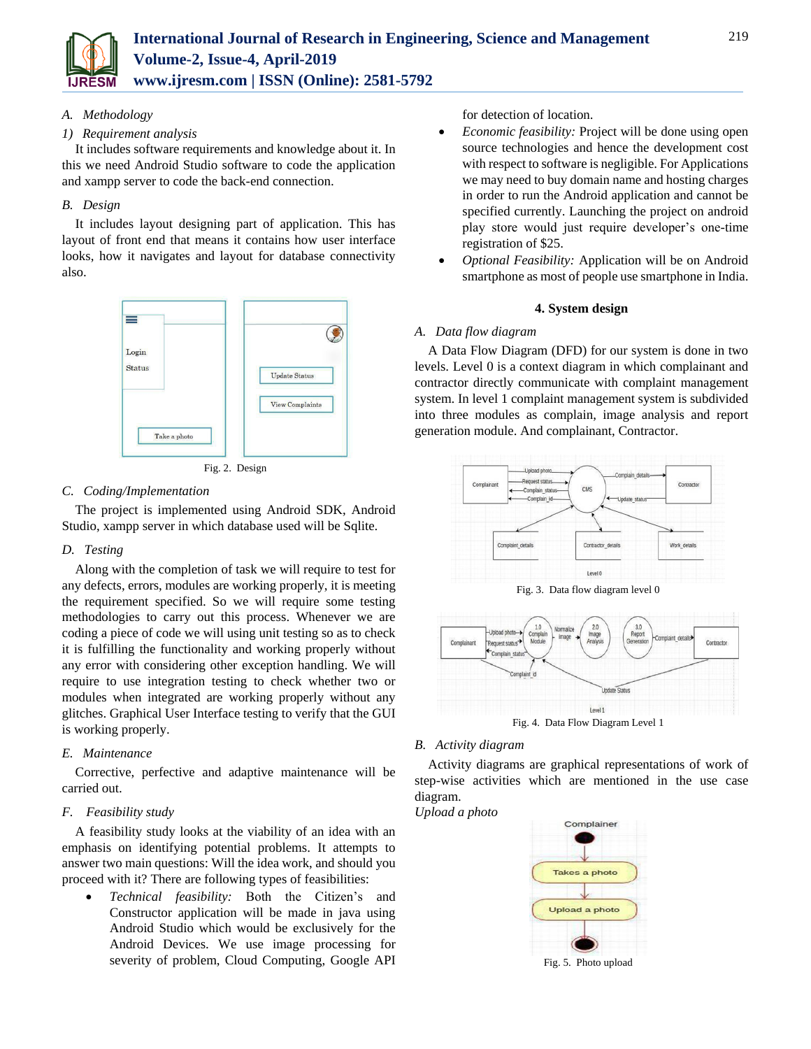*A. Methodology*

*1) Requirement analysis*

It includes software requirements and knowledge about it. In this we need Android Studio software to code the application and xampp server to code the back-end connection.

*B. Design*

It includes layout designing part of application. This has layout of front end that means it contains how user interface looks, how it navigates and layout for database connectivity also.

Fig. 2. Design

*C. Coding/Implementation*

The project is implemented using Android SDK, Android Studio, xampp server in which database used will be Sqlite.

*D. Testing*

Along with the completion of task we will require to test for any defects, errors, modules are working properly, it is meeting the requirement specified. So we will require some testing methodologies to carry out this process. Whenever we are coding a piece of code we will using unit testing so as to check it is fulfilling the functionality and working properly without any error with considering other exception handling. We will require to use integration testing to check whether two or modules when integrated are working properly without any glitches. Graphical User Interface testing to verify that the GUI is working properly.

*E. Maintenance*

Corrective, perfective and adaptive maintenance will be carried out.

*F. Feasibility study*

A feasibility study looks at the viability of an idea with an emphasis on identifying potential problems. It attempts to answer two main questions: Will the idea work, and should you proceed with it? There are following types of feasibilities:

- *Technical feasibility:* Both the Citizen's and Constructor application will be made in java using Android Studio which would be exclusively for the Android Devices. We use image processing for severity of problem, Cloud Computing, Google API for detection of location.
- *Economic feasibility:* Project will be done using open source technologies and hence the development cost with respect to software is negligible. For Applications we may need to buy domain name and hosting charges in order to run the Android application and cannot be specified currently. Launching the project on android play store would just require developer's one-time registration of $25.
- *Optional Feasibility:* Application will be on Android smartphone as most of people use smartphone in India.

## 4. System design

*A. Data flow diagram*

A Data Flow Diagram (DFD) for our system is done in two levels. Level 0 is a context diagram in which complainant and contractor directly communicate with complaint management system. In level 1 complaint management system is subdivided into three modules as complain, image analysis and report generation module. And complainant, Contractor.

Fig. 3. Data flow diagram level 0

Fig. 4. Data Flow Diagram Level 1

*B. Activity diagram*

Activity diagrams are graphical representations of work of step-wise activities which are mentioned in the use case diagram.

*Upload a photo*

Fig. 5. Photo upload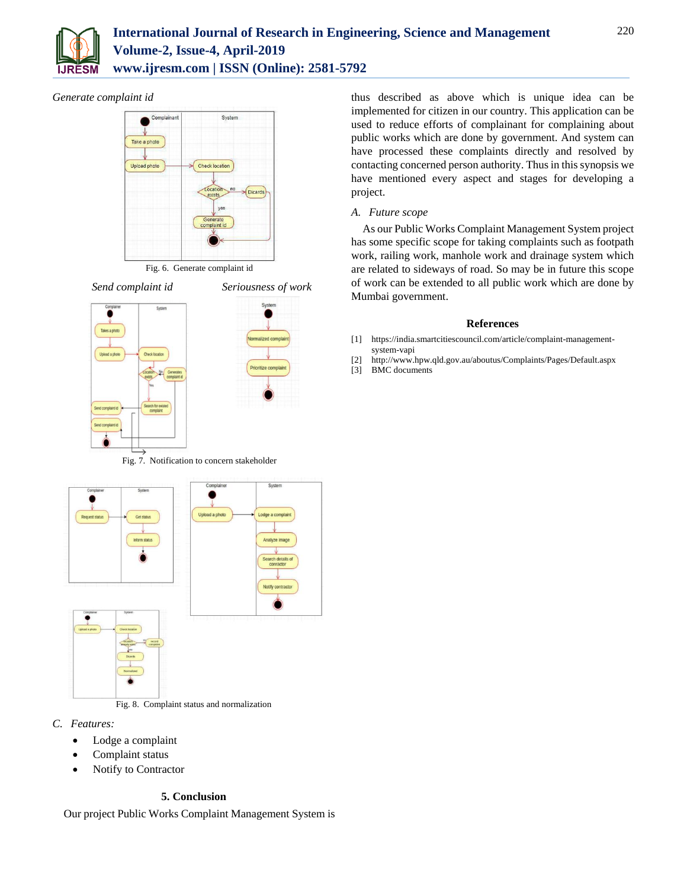*Generate complaint id*

Fig. 6. Generate complaint id

*Send complaint id* *Seriousness of work*

Fig. 7. Notification to concern stakeholder

Fig. 8. Complaint status and normalization

*C. Features:*

- Lodge a complaint
- Complaint status
- Notify to Contractor

## 5. Conclusion

Our project Public Works Complaint Management System is thus described as above which is unique idea can be implemented for citizen in our country. This application can be used to reduce efforts of complainant for complaining about public works which are done by government. And system can have processed these complaints directly and resolved by contacting concerned person authority. Thus in this synopsis we have mentioned every aspect and stages for developing a project.

### *A. Future scope*

As our Public Works Complaint Management System project has some specific scope for taking complaints such as footpath work, railing work, manhole work and drainage system which are related to sideways of road. So may be in future this scope of work can be extended to all public work which are done by Mumbai government.

## References

[1] https://india.smartcitiescouncil.com/article/complaint-management-system-vapi

[2] http://www.hpw.qld.gov.au/aboutus/Complaints/Pages/Default.aspx

[3] BMC documents